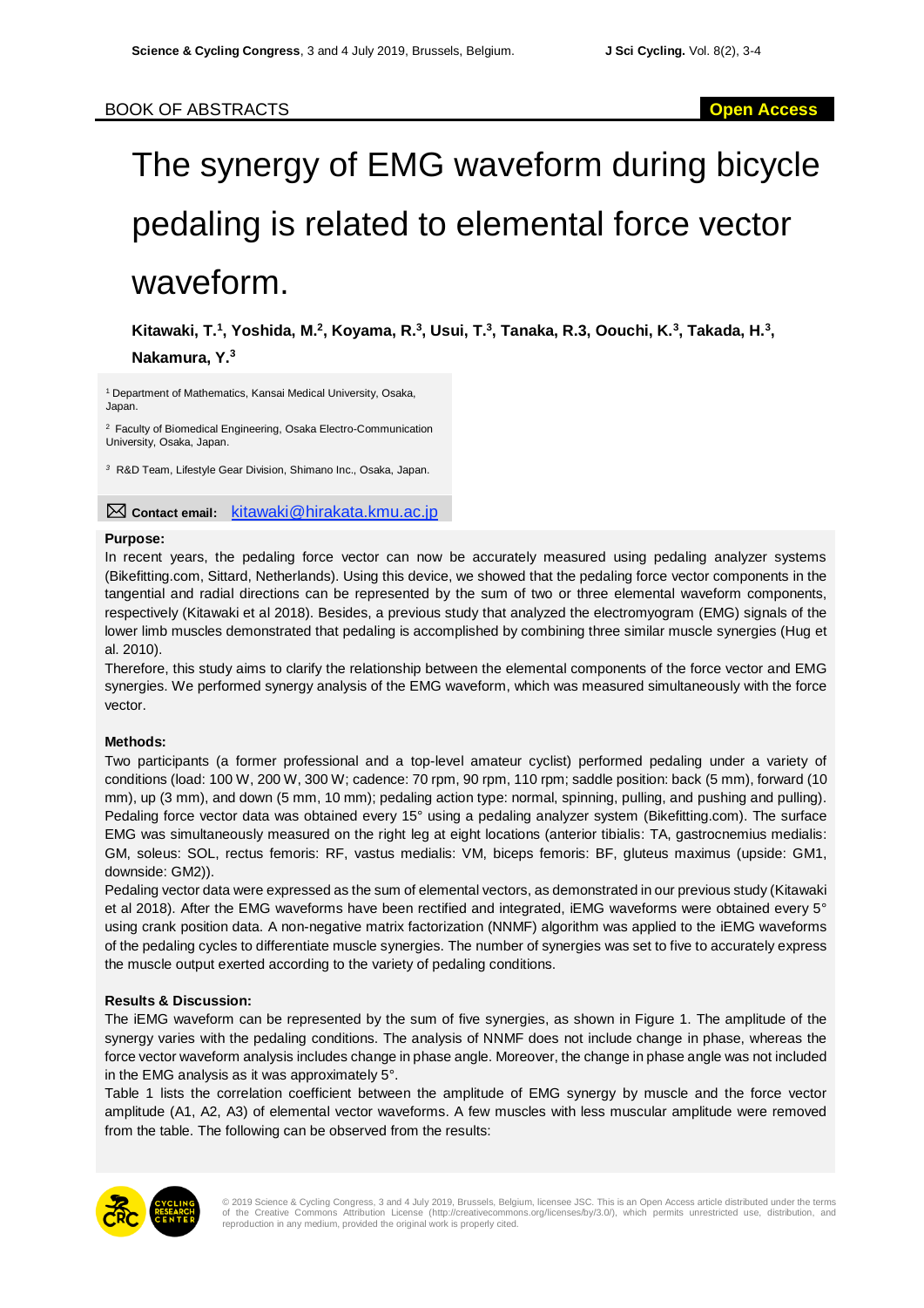BOOK OF ABSTRACTS

# The synergy of EMG waveform during bicycle pedaling is related to elemental force vector waveform.

**Kitawaki, T.[1], Yoshida, M.[2], Koyama, R.[3], Usui, T.[3], Tanaka, R.3, Oouchi, K.[3], Takada, H.[3], Nakamura, Y.[3]**

[1] Department of Mathematics, Kansai Medical University, Osaka, Japan.

[2] Faculty of Biomedical Engineering, Osaka Electro-Communication University, Osaka, Japan.

[3] R&D Team, Lifestyle Gear Division, Shimano Inc., Osaka, Japan.

**Contact email:** kitawaki@hirakata.kmu.ac.jp

**Purpose:**

In recent years, the pedaling force vector can now be accurately measured using pedaling analyzer systems (Bikefitting.com, Sittard, Netherlands). Using this device, we showed that the pedaling force vector components in the tangential and radial directions can be represented by the sum of two or three elemental waveform components, respectively (Kitawaki et al 2018). Besides, a previous study that analyzed the electromyogram (EMG) signals of the lower limb muscles demonstrated that pedaling is accomplished by combining three similar muscle synergies (Hug et al. 2010).

Therefore, this study aims to clarify the relationship between the elemental components of the force vector and EMG synergies. We performed synergy analysis of the EMG waveform, which was measured simultaneously with the force vector.

**Methods:**

Two participants (a former professional and a top-level amateur cyclist) performed pedaling under a variety of conditions (load: 100 W, 200 W, 300 W; cadence: 70 rpm, 90 rpm, 110 rpm; saddle position: back (5 mm), forward (10 mm), up (3 mm), and down (5 mm, 10 mm); pedaling action type: normal, spinning, pulling, and pushing and pulling). Pedaling force vector data was obtained every 15° using a pedaling analyzer system (Bikefitting.com). The surface EMG was simultaneously measured on the right leg at eight locations (anterior tibialis: TA, gastrocnemius medialis: GM, soleus: SOL, rectus femoris: RF, vastus medialis: VM, biceps femoris: BF, gluteus maximus (upside: GM1, downside: GM2)).

Pedaling vector data were expressed as the sum of elemental vectors, as demonstrated in our previous study (Kitawaki et al 2018). After the EMG waveforms have been rectified and integrated, iEMG waveforms were obtained every 5° using crank position data. A non-negative matrix factorization (NNMF) algorithm was applied to the iEMG waveforms of the pedaling cycles to differentiate muscle synergies. The number of synergies was set to five to accurately express the muscle output exerted according to the variety of pedaling conditions.

**Results & Discussion:**

The iEMG waveform can be represented by the sum of five synergies, as shown in Figure 1. The amplitude of the synergy varies with the pedaling conditions. The analysis of NNMF does not include change in phase, whereas the force vector waveform analysis includes change in phase angle. Moreover, the change in phase angle was not included in the EMG analysis as it was approximately 5°.

Table 1 lists the correlation coefficient between the amplitude of EMG synergy by muscle and the force vector amplitude (A1, A2, A3) of elemental vector waveforms. A few muscles with less muscular amplitude were removed from the table. The following can be observed from the results:

© 2019 Science & Cycling Congress, 3 and 4 July 2019, Brussels, Belgium, licensee JSC. This is an Open Access article distributed under the terms of the Creative Commons Attribution License (http://creativecommons.org/licenses/by/3.0/), which permits unrestricted use, distribution, and reproduction in any medium, provided the original work is properly cited.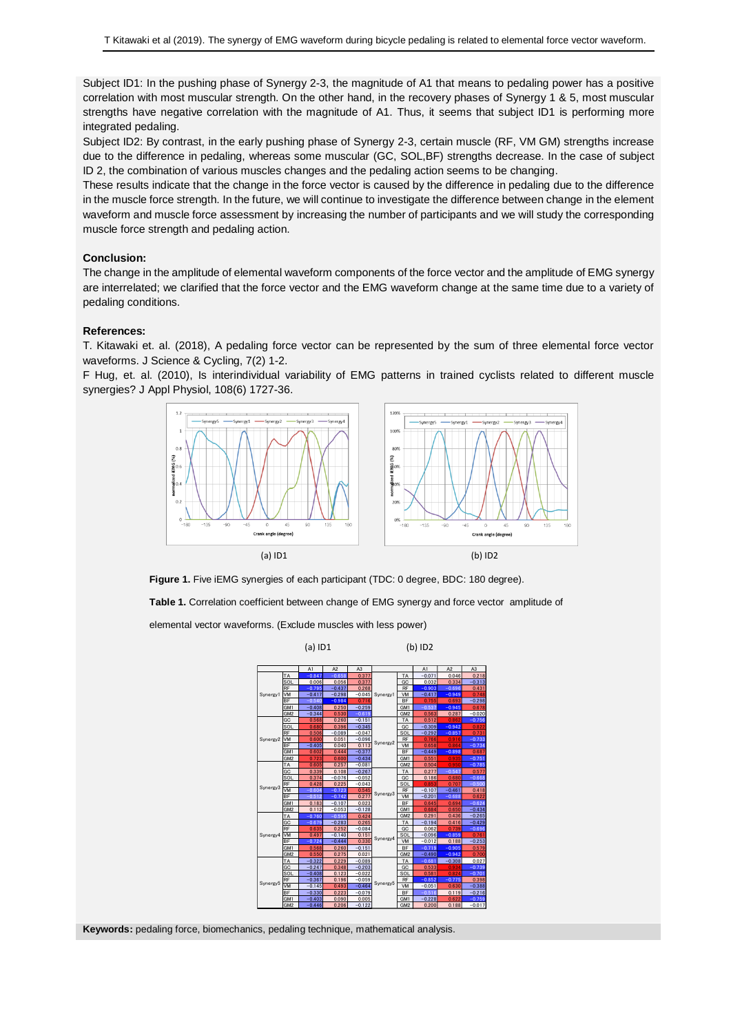Subject ID1: In the pushing phase of Synergy 2-3, the magnitude of A1 that means to pedaling power has a positive correlation with most muscular strength. On the other hand, in the recovery phases of Synergy 1 & 5, most muscular strengths have negative correlation with the magnitude of A1. Thus, it seems that subject ID1 is performing more integrated pedaling.

Subject ID2: By contrast, in the early pushing phase of Synergy 2-3, certain muscle (RF, VM GM) strengths increase due to the difference in pedaling, whereas some muscular (GC, SOL,BF) strengths decrease. In the case of subject ID 2, the combination of various muscles changes and the pedaling action seems to be changing.

These results indicate that the change in the force vector is caused by the difference in pedaling due to the difference in the muscle force strength. In the future, we will continue to investigate the difference between change in the element waveform and muscle force assessment by increasing the number of participants and we will study the corresponding muscle force strength and pedaling action.

### Conclusion:

The change in the amplitude of elemental waveform components of the force vector and the amplitude of EMG synergy are interrelated; we clarified that the force vector and the EMG waveform change at the same time due to a variety of pedaling conditions.

### References:

T. Kitawaki et. al. (2018), A pedaling force vector can be represented by the sum of three elemental force vector waveforms. J Science & Cycling, 7(2) 1-2.

F Hug, et. al. (2010), Is interindividual variability of EMG patterns in trained cyclists related to different muscle synergies? J Appl Physiol, 108(6) 1727-36.

(a) ID1 (b) ID2

**Figure 1.** Five iEMG synergies of each participant (TDC: 0 degree, BDC: 180 degree).

**Table 1.** Correlation coefficient between change of EMG synergy and force vector amplitude of elemental vector waveforms. (Exclude muscles with less power)

(a) ID1

| | | A1 | A2 | A3 |
|---|---|---|---|---|
| Synergy1 | TA | −0.847 | −0.658 | 0.377 |
| | SOL | 0.006 | 0.056 | 0.377 |
| | RF | −0.795 | −0.437 | 0.268 |
| | VM | −0.417 | −0.298 | −0.045 |
| | BF | −0.940 | −0.984 | 0.716 |
| | GM1 | −0.408 | 0.250 | −0.259 |
| | GM2 | −0.344 | 0.530 | −0.619 |
| Synergy2 | GC | 0.568 | 0.260 | −0.151 |
| | SOL | 0.680 | 0.396 | −0.345 |
| | RF | 0.506 | −0.089 | −0.047 |
| | VM | 0.600 | 0.051 | −0.096 |
| | BF | −0.405 | 0.040 | 0.113 |
| | GM1 | 0.602 | 0.444 | −0.377 |
| | GM2 | 0.723 | 0.600 | −0.434 |
| Synergy3 | TA | 0.605 | 0.257 | −0.081 |
| | GC | 0.339 | 0.108 | −0.267 |
| | SOL | 0.374 | −0.076 | −0.052 |
| | RF | 0.428 | 0.225 | −0.043 |
| | VM | −0.606 | −0.723 | 0.546 |
| | BF | −0.515 | −0.742 | 0.277 |
| | GM1 | 0.183 | −0.107 | 0.023 |
| | GM2 | 0.112 | −0.053 | −0.128 |
| Synergy4 | TA | −0.760 | −0.595 | 0.424 |
| | GC | −0.615 | −0.283 | 0.265 |
| | RF | 0.635 | 0.252 | −0.084 |
| | VM | 0.497 | −0.140 | 0.151 |
| | BF | −0.724 | −0.444 | 0.330 |
| | GM1 | 0.568 | 0.260 | −0.151 |
| | GM2 | 0.550 | 0.275 | 0.021 |
| Synergy5 | TA | −0.322 | 0.229 | −0.089 |
| | GC | −0.247 | 0.348 | −0.203 |
| | SOL | −0.408 | 0.123 | −0.022 |
| | RF | −0.367 | 0.196 | −0.059 |
| | VM | −0.145 | 0.493 | −0.464 |
| | BF | −0.330 | 0.223 | −0.079 |
| | GM1 | −0.403 | 0.090 | 0.005 |
| | GM2 | −0.446 | 0.206 | −0.122 |

(b) ID2

| | | A1 | A2 | A3 |
|---|---|---|---|---|
| Synergy1 | TA | −0.071 | 0.046 | 0.218 |
| | GC | 0.032 | 0.334 | −0.313 |
| | RF | −0.903 | −0.696 | 0.431 |
| | VM | −0.417 | −0.949 | 0.748 |
| | BF | 0.756 | 0.693 | −0.298 |
| | GM1 | −0.533 | −0.945 | 0.678 |
| | GM2 | 0.563 | 0.287 | −0.020 |
| Synergy2 | TA | 0.512 | 0.682 | −0.756 |
| | GC | −0.309 | −0.942 | 0.822 |
| | SOL | −0.292 | −0.857 | 0.731 |
| | RF | 0.766 | 0.916 | −0.733 |
| | VM | 0.658 | 0.884 | −0.734 |
| | BF | −0.449 | −0.898 | 0.687 |
| | GM1 | 0.551 | 0.935 | −0.751 |
| | GM2 | 0.504 | 0.950 | −0.785 |
| Synergy3 | TA | 0.277 | −0.542 | 0.577 |
| | GC | 0.186 | 0.680 | −0.666 |
| | SOL | 0.853 | 0.707 | −0.500 |
| | RF | −0.107 | −0.461 | 0.418 |
| | VM | −0.201 | −0.688 | 0.622 |
| | BF | 0.645 | 0.894 | −0.624 |
| | GM1 | 0.684 | 0.650 | −0.434 |
| | GM2 | 0.291 | 0.436 | −0.265 |
| Synergy4 | TA | −0.194 | 0.416 | −0.429 |
| | GC | 0.062 | 0.739 | −0.696 |
| | SOL | −0.096 | −0.859 | 0.761 |
| | VM | −0.012 | 0.188 | −0.253 |
| | BF | −0.719 | −0.905 | 0.579 |
| | GM2 | −0.490 | −0.942 | 0.700 |
| Synergy5 | TA | −0.681 | −0.308 | 0.027 |
| | GC | 0.533 | 0.674 | −0.739 |
| | SOL | 0.581 | 0.824 | −0.701 |
| | RF | −0.852 | −0.775 | 0.398 |
| | VM | −0.051 | 0.630 | −0.388 |
| | BF | −0.519 | 0.119 | −0.216 |
| | GM1 | −0.228 | 0.622 | −0.759 |
| | GM2 | 0.200 | 0.188 | −0.017 |

**Keywords:** pedaling force, biomechanics, pedaling technique, mathematical analysis.